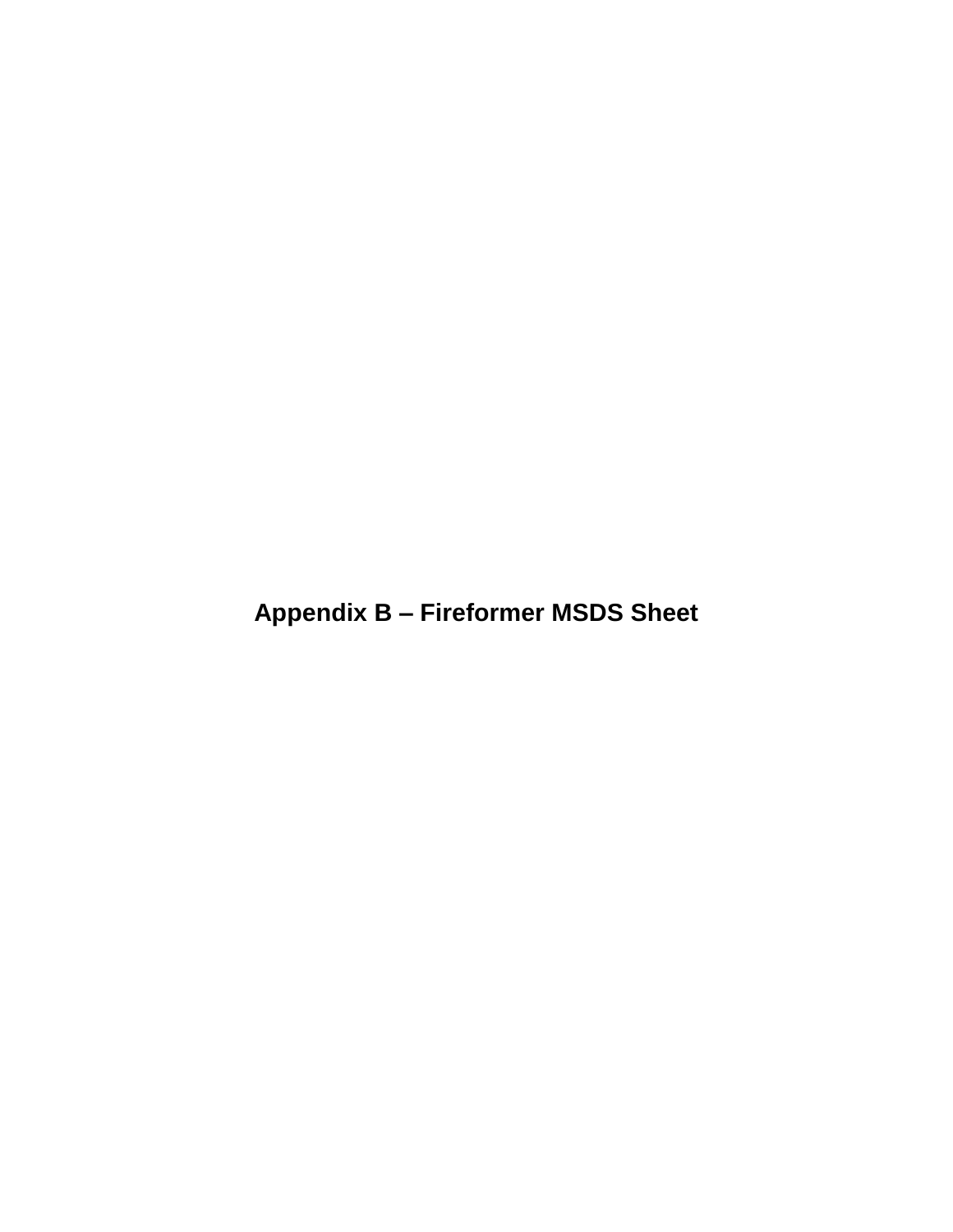# Appendix B – Fireformer MSDS Sheet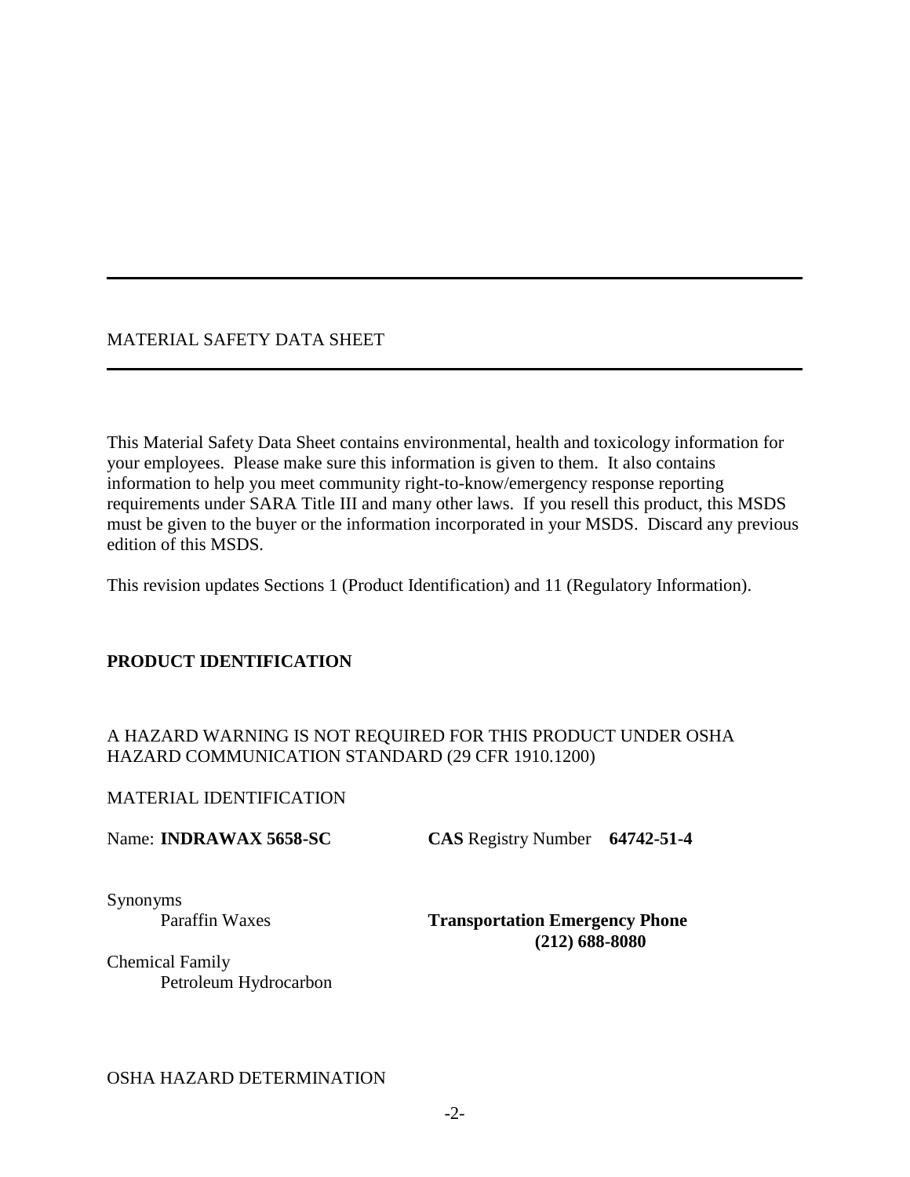---

MATERIAL SAFETY DATA SHEET

---

This Material Safety Data Sheet contains environmental, health and toxicology information for your employees. Please make sure this information is given to them. It also contains information to help you meet community right-to-know/emergency response reporting requirements under SARA Title III and many other laws. If you resell this product, this MSDS must be given to the buyer or the information incorporated in your MSDS. Discard any previous edition of this MSDS.

This revision updates Sections 1 (Product Identification) and 11 (Regulatory Information).

## PRODUCT IDENTIFICATION

A HAZARD WARNING IS NOT REQUIRED FOR THIS PRODUCT UNDER OSHA HAZARD COMMUNICATION STANDARD (29 CFR 1910.1200)

MATERIAL IDENTIFICATION

Name: **INDRAWAX 5658-SC**

**CAS** Registry Number **64742-51-4**

Synonyms
Paraffin Waxes

**Transportation Emergency Phone**
**(212) 688-8080**

Chemical Family
Petroleum Hydrocarbon

OSHA HAZARD DETERMINATION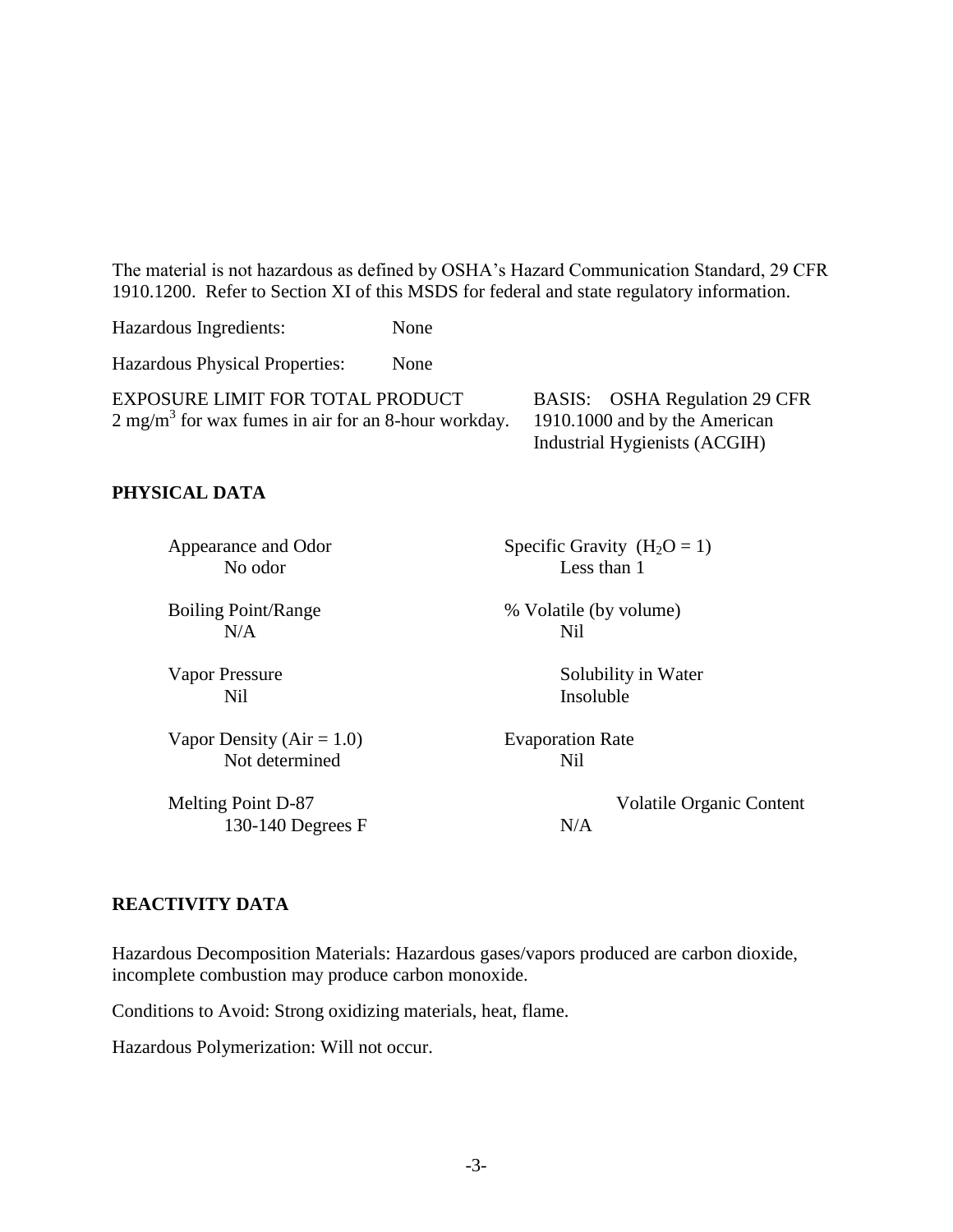The material is not hazardous as defined by OSHA's Hazard Communication Standard, 29 CFR 1910.1200. Refer to Section XI of this MSDS for federal and state regulatory information.

Hazardous Ingredients: None

Hazardous Physical Properties: None

| EXPOSURE LIMIT FOR TOTAL PRODUCT | BASIS: OSHA Regulation 29 CFR |
| --- | --- |
| 2 $mg/m^3$ for wax fumes in air for an 8-hour workday. | 1910.1000 and by the American Industrial Hygienists (ACGIH) |

## PHYSICAL DATA

| Property | Value | Property | Value |
| --- | --- | --- | --- |
| Appearance and Odor | No odor | Specific Gravity ($H_2O = 1$) | Less than 1 |
| Boiling Point/Range | N/A | % Volatile (by volume) | Nil |
| Vapor Pressure | Nil | Solubility in Water | Insoluble |
| Vapor Density (Air = 1.0) | Not determined | Evaporation Rate | Nil |
| Melting Point D-87 | 130-140 Degrees F | Volatile Organic Content | N/A |

## REACTIVITY DATA

Hazardous Decomposition Materials: Hazardous gases/vapors produced are carbon dioxide, incomplete combustion may produce carbon monoxide.

Conditions to Avoid: Strong oxidizing materials, heat, flame.

Hazardous Polymerization: Will not occur.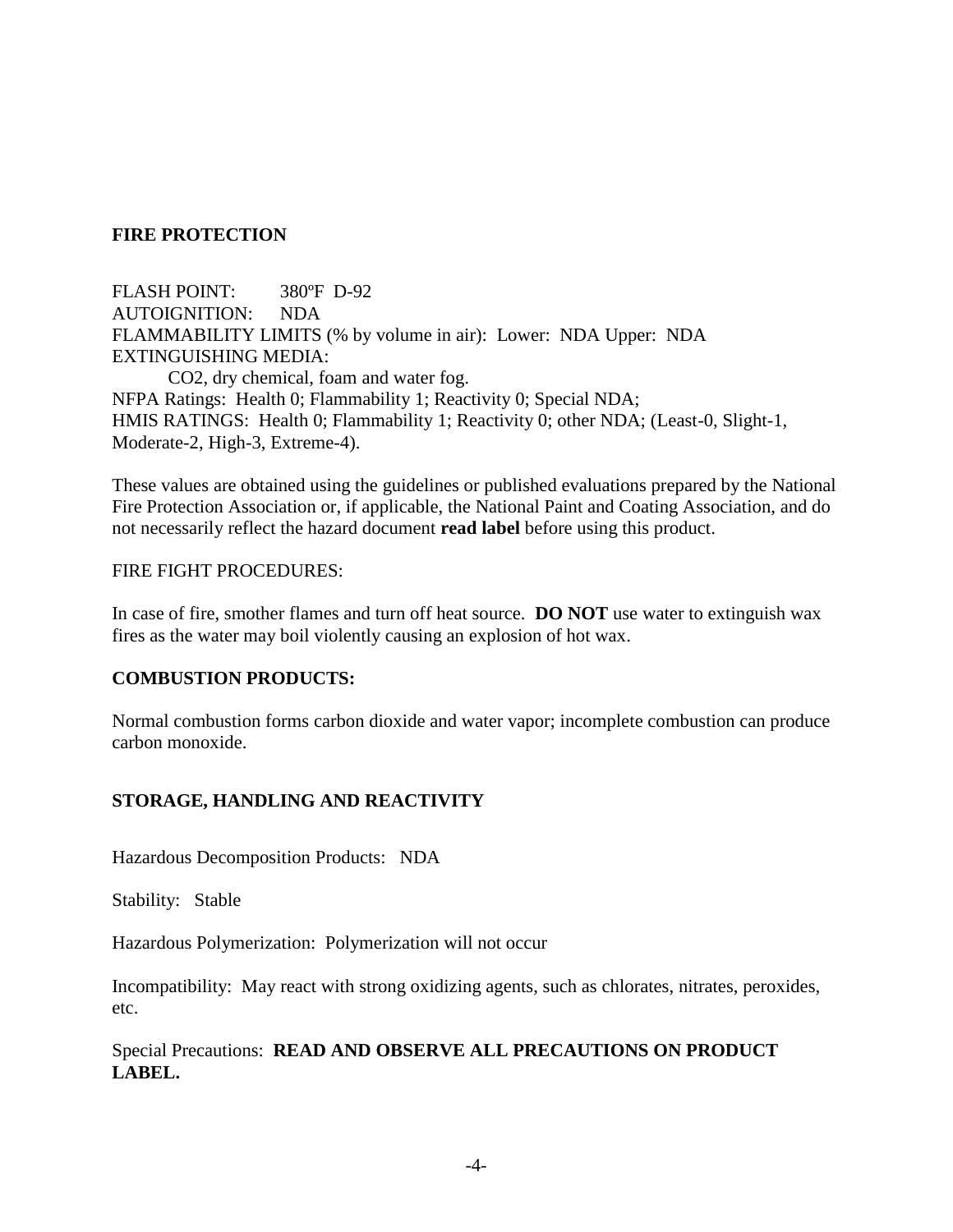## FIRE PROTECTION

FLASH POINT: 380ºF D-92
AUTOIGNITION: NDA
FLAMMABILITY LIMITS (% by volume in air): Lower: NDA Upper: NDA
EXTINGUISHING MEDIA:
CO2, dry chemical, foam and water fog.
NFPA Ratings: Health 0; Flammability 1; Reactivity 0; Special NDA;
HMIS RATINGS: Health 0; Flammability 1; Reactivity 0; other NDA; (Least-0, Slight-1, Moderate-2, High-3, Extreme-4).

These values are obtained using the guidelines or published evaluations prepared by the National Fire Protection Association or, if applicable, the National Paint and Coating Association, and do not necessarily reflect the hazard document **read label** before using this product.

FIRE FIGHT PROCEDURES:

In case of fire, smother flames and turn off heat source. **DO NOT** use water to extinguish wax fires as the water may boil violently causing an explosion of hot wax.

### COMBUSTION PRODUCTS:

Normal combustion forms carbon dioxide and water vapor; incomplete combustion can produce carbon monoxide.

## STORAGE, HANDLING AND REACTIVITY

Hazardous Decomposition Products: NDA

Stability: Stable

Hazardous Polymerization: Polymerization will not occur

Incompatibility: May react with strong oxidizing agents, such as chlorates, nitrates, peroxides, etc.

Special Precautions: **READ AND OBSERVE ALL PRECAUTIONS ON PRODUCT LABEL.**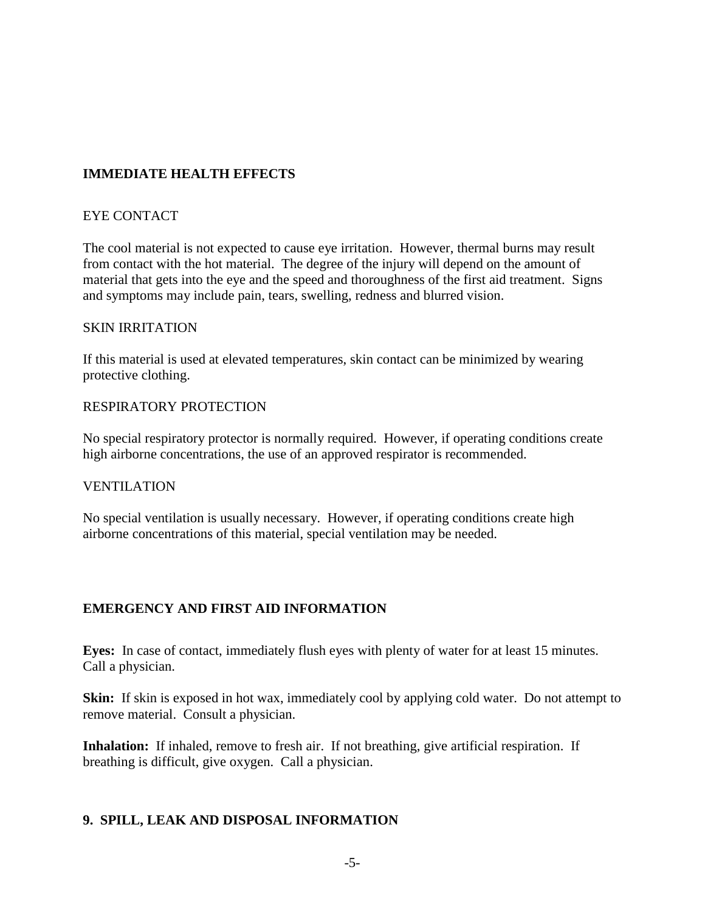## IMMEDIATE HEALTH EFFECTS

### EYE CONTACT

The cool material is not expected to cause eye irritation. However, thermal burns may result from contact with the hot material. The degree of the injury will depend on the amount of material that gets into the eye and the speed and thoroughness of the first aid treatment. Signs and symptoms may include pain, tears, swelling, redness and blurred vision.

### SKIN IRRITATION

If this material is used at elevated temperatures, skin contact can be minimized by wearing protective clothing.

### RESPIRATORY PROTECTION

No special respiratory protector is normally required. However, if operating conditions create high airborne concentrations, the use of an approved respirator is recommended.

### VENTILATION

No special ventilation is usually necessary. However, if operating conditions create high airborne concentrations of this material, special ventilation may be needed.

## EMERGENCY AND FIRST AID INFORMATION

**Eyes:** In case of contact, immediately flush eyes with plenty of water for at least 15 minutes. Call a physician.

**Skin:** If skin is exposed in hot wax, immediately cool by applying cold water. Do not attempt to remove material. Consult a physician.

**Inhalation:** If inhaled, remove to fresh air. If not breathing, give artificial respiration. If breathing is difficult, give oxygen. Call a physician.

## 9. SPILL, LEAK AND DISPOSAL INFORMATION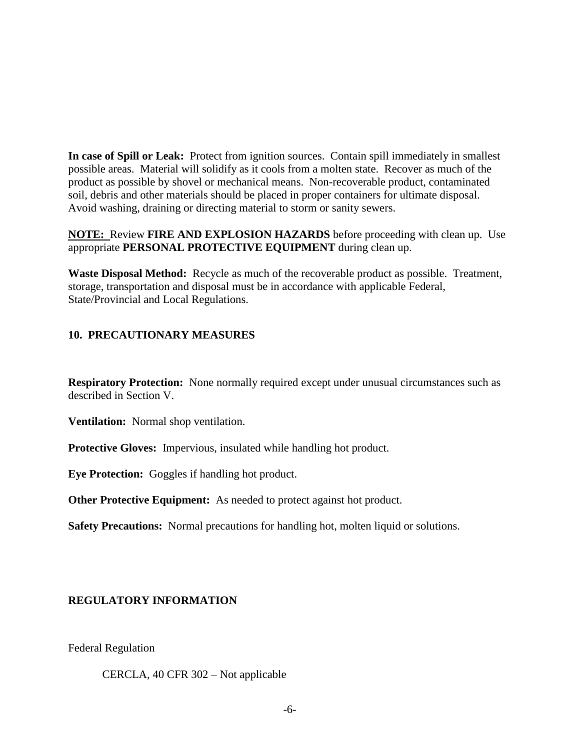**In case of Spill or Leak:** Protect from ignition sources. Contain spill immediately in smallest possible areas. Material will solidify as it cools from a molten state. Recover as much of the product as possible by shovel or mechanical means. Non-recoverable product, contaminated soil, debris and other materials should be placed in proper containers for ultimate disposal. Avoid washing, draining or directing material to storm or sanity sewers.

**NOTE:** Review **FIRE AND EXPLOSION HAZARDS** before proceeding with clean up. Use appropriate **PERSONAL PROTECTIVE EQUIPMENT** during clean up.

**Waste Disposal Method:** Recycle as much of the recoverable product as possible. Treatment, storage, transportation and disposal must be in accordance with applicable Federal, State/Provincial and Local Regulations.

## 10. PRECAUTIONARY MEASURES

**Respiratory Protection:** None normally required except under unusual circumstances such as described in Section V.

**Ventilation:** Normal shop ventilation.

**Protective Gloves:** Impervious, insulated while handling hot product.

**Eye Protection:** Goggles if handling hot product.

**Other Protective Equipment:** As needed to protect against hot product.

**Safety Precautions:** Normal precautions for handling hot, molten liquid or solutions.

## REGULATORY INFORMATION

Federal Regulation

CERCLA, 40 CFR 302 – Not applicable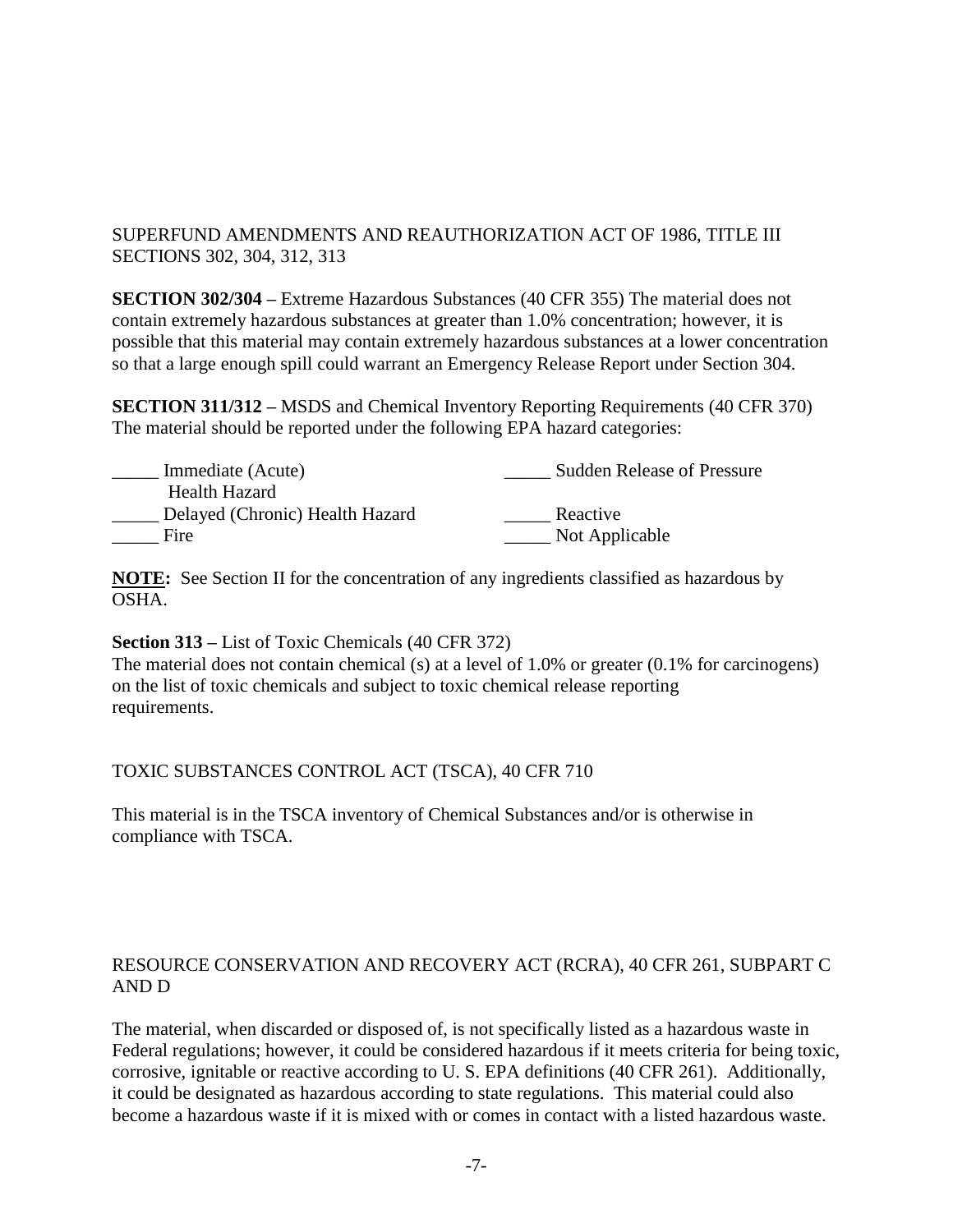SUPERFUND AMENDMENTS AND REAUTHORIZATION ACT OF 1986, TITLE III SECTIONS 302, 304, 312, 313

**SECTION 302/304 –** Extreme Hazardous Substances (40 CFR 355) The material does not contain extremely hazardous substances at greater than 1.0% concentration; however, it is possible that this material may contain extremely hazardous substances at a lower concentration so that a large enough spill could warrant an Emergency Release Report under Section 304.

**SECTION 311/312 –** MSDS and Chemical Inventory Reporting Requirements (40 CFR 370) The material should be reported under the following EPA hazard categories:

_____ Immediate (Acute) Health Hazard
_____ Delayed (Chronic) Health Hazard
_____ Fire
_____ Sudden Release of Pressure
_____ Reactive
_____ Not Applicable

**NOTE:** See Section II for the concentration of any ingredients classified as hazardous by OSHA.

**Section 313 –** List of Toxic Chemicals (40 CFR 372)
The material does not contain chemical (s) at a level of 1.0% or greater (0.1% for carcinogens) on the list of toxic chemicals and subject to toxic chemical release reporting requirements.

TOXIC SUBSTANCES CONTROL ACT (TSCA), 40 CFR 710

This material is in the TSCA inventory of Chemical Substances and/or is otherwise in compliance with TSCA.

RESOURCE CONSERVATION AND RECOVERY ACT (RCRA), 40 CFR 261, SUBPART C AND D

The material, when discarded or disposed of, is not specifically listed as a hazardous waste in Federal regulations; however, it could be considered hazardous if it meets criteria for being toxic, corrosive, ignitable or reactive according to U. S. EPA definitions (40 CFR 261). Additionally, it could be designated as hazardous according to state regulations. This material could also become a hazardous waste if it is mixed with or comes in contact with a listed hazardous waste.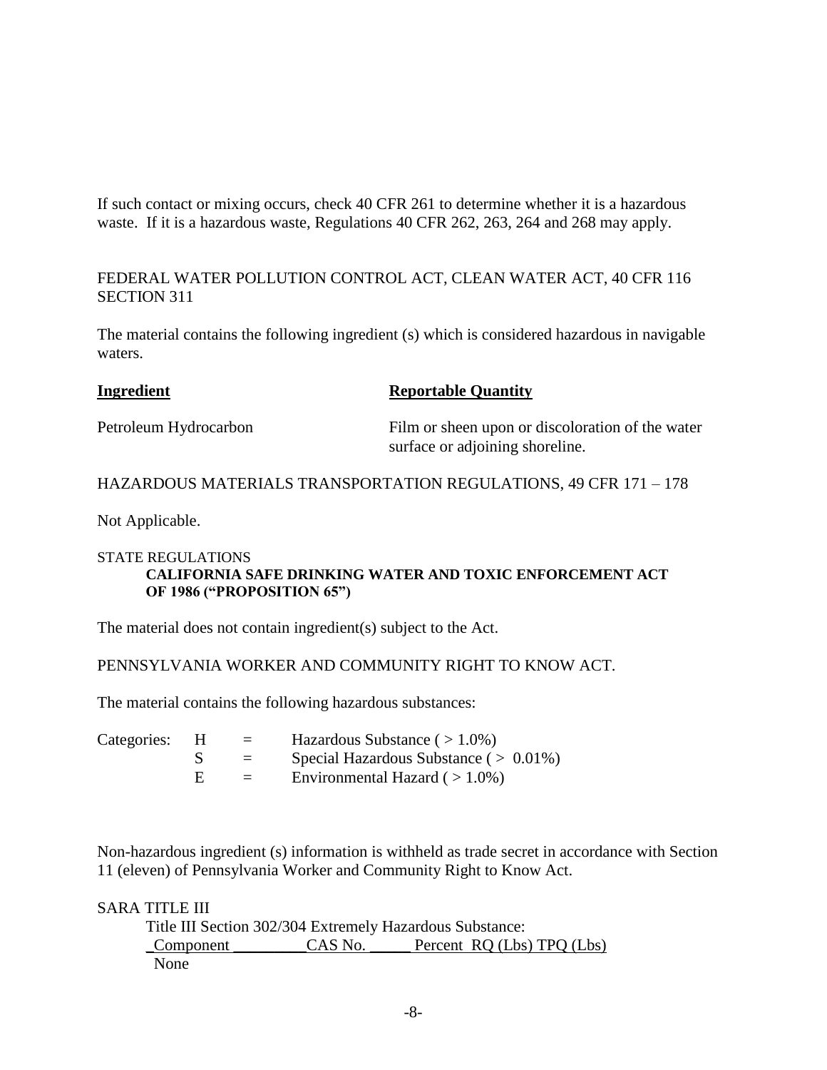If such contact or mixing occurs, check 40 CFR 261 to determine whether it is a hazardous waste. If it is a hazardous waste, Regulations 40 CFR 262, 263, 264 and 268 may apply.

FEDERAL WATER POLLUTION CONTROL ACT, CLEAN WATER ACT, 40 CFR 116 SECTION 311

The material contains the following ingredient (s) which is considered hazardous in navigable waters.

| **Ingredient** | **Reportable Quantity** |
|---|---|
| Petroleum Hydrocarbon | Film or sheen upon or discoloration of the water surface or adjoining shoreline. |

HAZARDOUS MATERIALS TRANSPORTATION REGULATIONS, 49 CFR 171 – 178

Not Applicable.

STATE REGULATIONS

**CALIFORNIA SAFE DRINKING WATER AND TOXIC ENFORCEMENT ACT OF 1986 ("PROPOSITION 65")**

The material does not contain ingredient(s) subject to the Act.

PENNSYLVANIA WORKER AND COMMUNITY RIGHT TO KNOW ACT.

The material contains the following hazardous substances:

| Categories: | H | = | Hazardous Substance ( > 1.0%) |
|---|---|---|---|
| | S | = | Special Hazardous Substance ( > 0.01%) |
| | E | = | Environmental Hazard ( > 1.0%) |

Non-hazardous ingredient (s) information is withheld as trade secret in accordance with Section 11 (eleven) of Pennsylvania Worker and Community Right to Know Act.

SARA TITLE III

Title III Section 302/304 Extremely Hazardous Substance:

| Component | CAS No. | Percent | RQ (Lbs) | TPQ (Lbs) |
|---|---|---|---|---|
| None | | | | |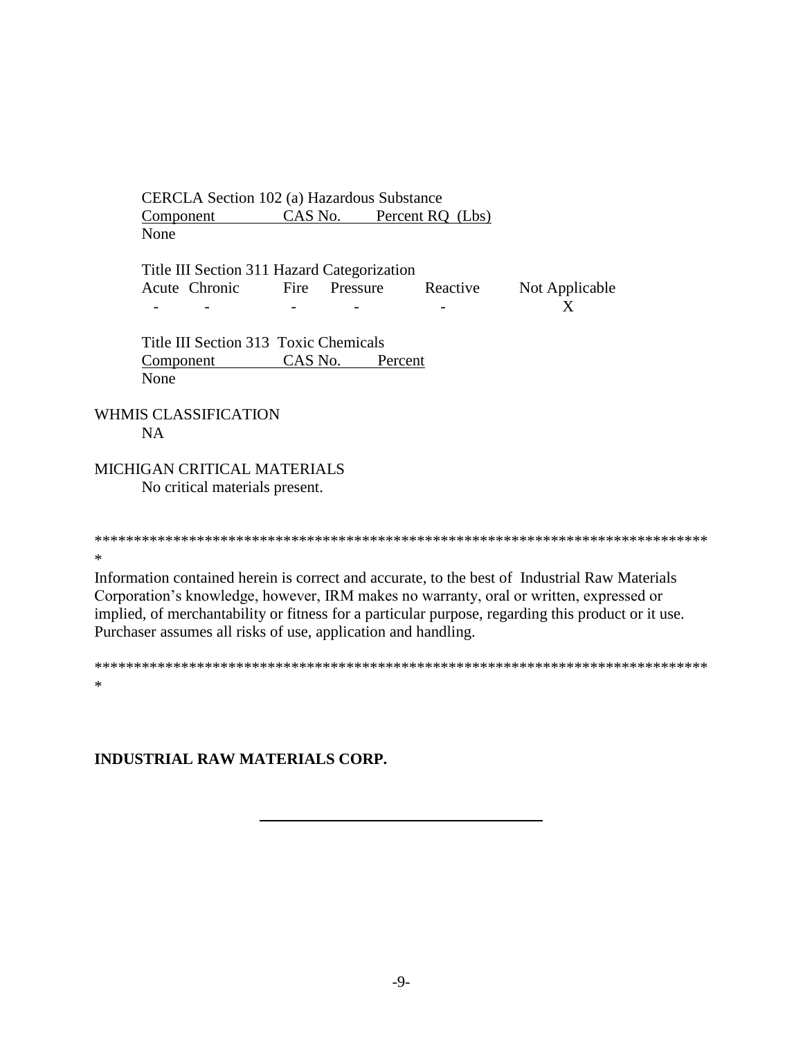CERCLA Section 102 (a) Hazardous Substance

| Component | CAS No. | Percent RQ (Lbs) |
| --- | --- | --- |
| None | | |

Title III Section 311 Hazard Categorization

| Acute | Chronic | Fire | Pressure | Reactive | Not Applicable |
| --- | --- | --- | --- | --- | --- |
| - | - | - | - | - | X |

Title III Section 313 Toxic Chemicals

| Component | CAS No. | Percent |
| --- | --- | --- |
| None | | |

WHMIS CLASSIFICATION

NA

MICHIGAN CRITICAL MATERIALS

No critical materials present.

*********************************************************************************
*

Information contained herein is correct and accurate, to the best of Industrial Raw Materials Corporation's knowledge, however, IRM makes no warranty, oral or written, expressed or implied, of merchantability or fitness for a particular purpose, regarding this product or it use. Purchaser assumes all risks of use, application and handling.

*********************************************************************************
*

**INDUSTRIAL RAW MATERIALS CORP.**